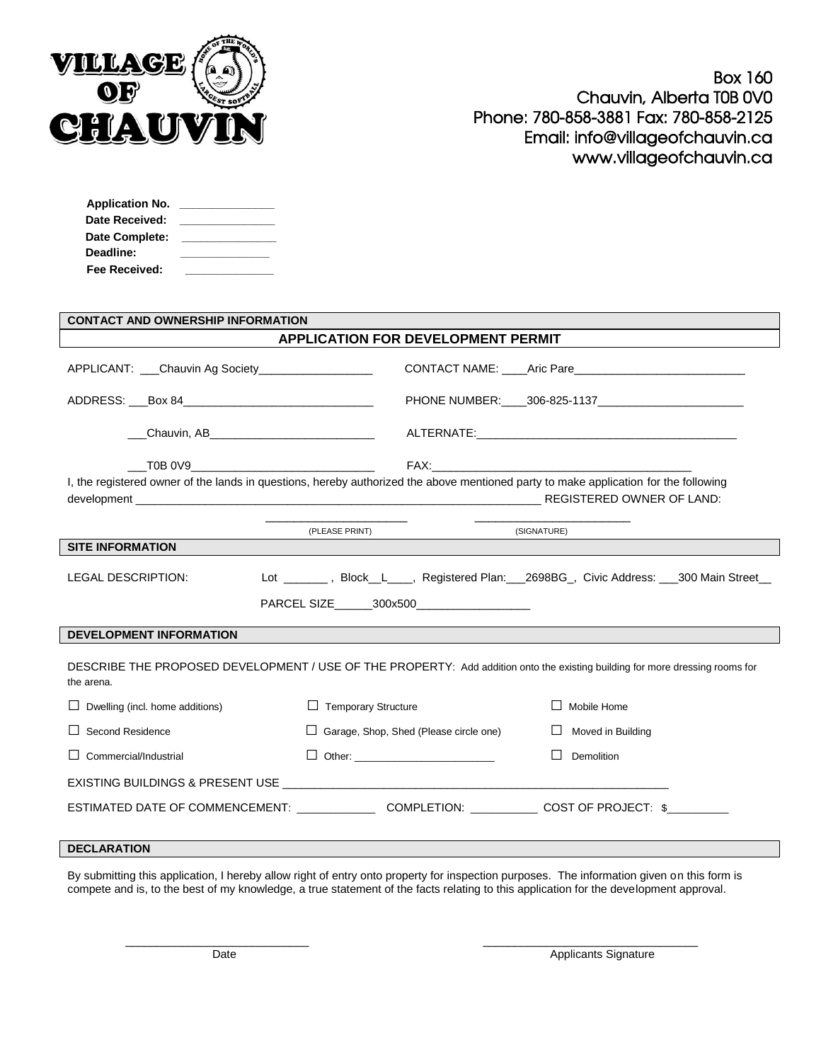**VILLAGE OF CHAUVIN**

HOME OF THE WORLD'S LARGEST SOFTBALL

Box 160
Chauvin, Alberta T0B 0V0
Phone: 780-858-3881 Fax: 780-858-2125
Email: info@villageofchauvin.ca
www.villageofchauvin.ca

**Application No.** _______________
**Date Received:** _______________
**Date Complete:** _______________
**Deadline:** _______________
**Fee Received:** _______________

**CONTACT AND OWNERSHIP INFORMATION**

## APPLICATION FOR DEVELOPMENT PERMIT

APPLICANT: ___Chauvin Ag Society__________________

CONTACT NAME: ____Aric Pare___________________________

ADDRESS: ___Box 84______________________________
___Chauvin, AB__________________________
___T0B 0V9______________________________

PHONE NUMBER:____306-825-1137______________________

ALTERNATE:_________________________________________

FAX:_________________________________________

I, the registered owner of the lands in questions, hereby authorized the above mentioned party to make application for the following development _________________________________________________________________ REGISTERED OWNER OF LAND:

______________________ (PLEASE PRINT)  ______________________ (SIGNATURE)

**SITE INFORMATION**

LEGAL DESCRIPTION: Lot _______ , Block__L____, Registered Plan:___2698BG_, Civic Address: ___300 Main Street__

PARCEL SIZE______300x500__________________

**DEVELOPMENT INFORMATION**

DESCRIBE THE PROPOSED DEVELOPMENT / USE OF THE PROPERTY: Add addition onto the existing building for more dressing rooms for the arena.

☐ Dwelling (incl. home additions)  ☐ Temporary Structure  ☐ Mobile Home

☐ Second Residence  ☐ Garage, Shop, Shed (Please circle one)  ☐ Moved in Building

☐ Commercial/Industrial  ☐ Other: ________________________  ☐ Demolition

EXISTING BUILDINGS & PRESENT USE _______________________________________________________________

ESTIMATED DATE OF COMMENCEMENT: ____________ COMPLETION: __________ COST OF PROJECT: $_________

**DECLARATION**

By submitting this application, I hereby allow right of entry onto property for inspection purposes. The information given on this form is compete and is, to the best of my knowledge, a true statement of the facts relating to this application for the development approval.

____________________________ Date

________________________________ Applicants Signature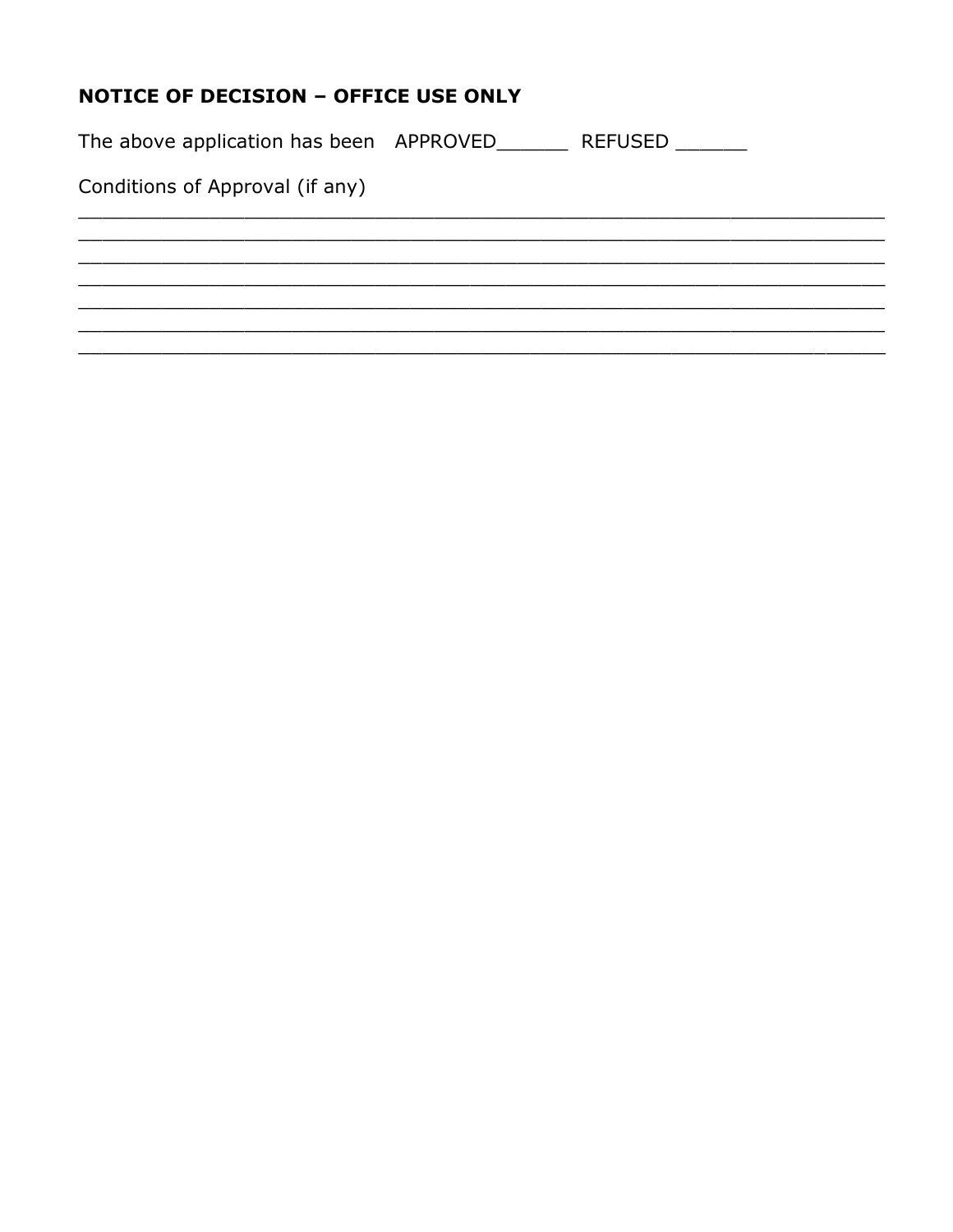**NOTICE OF DECISION – OFFICE USE ONLY**

The above application has been APPROVED______ REFUSED ______

Conditions of Approval (if any)

_______________________________________________________________________
_______________________________________________________________________
_______________________________________________________________________
_______________________________________________________________________
_______________________________________________________________________
_______________________________________________________________________
_______________________________________________________________________